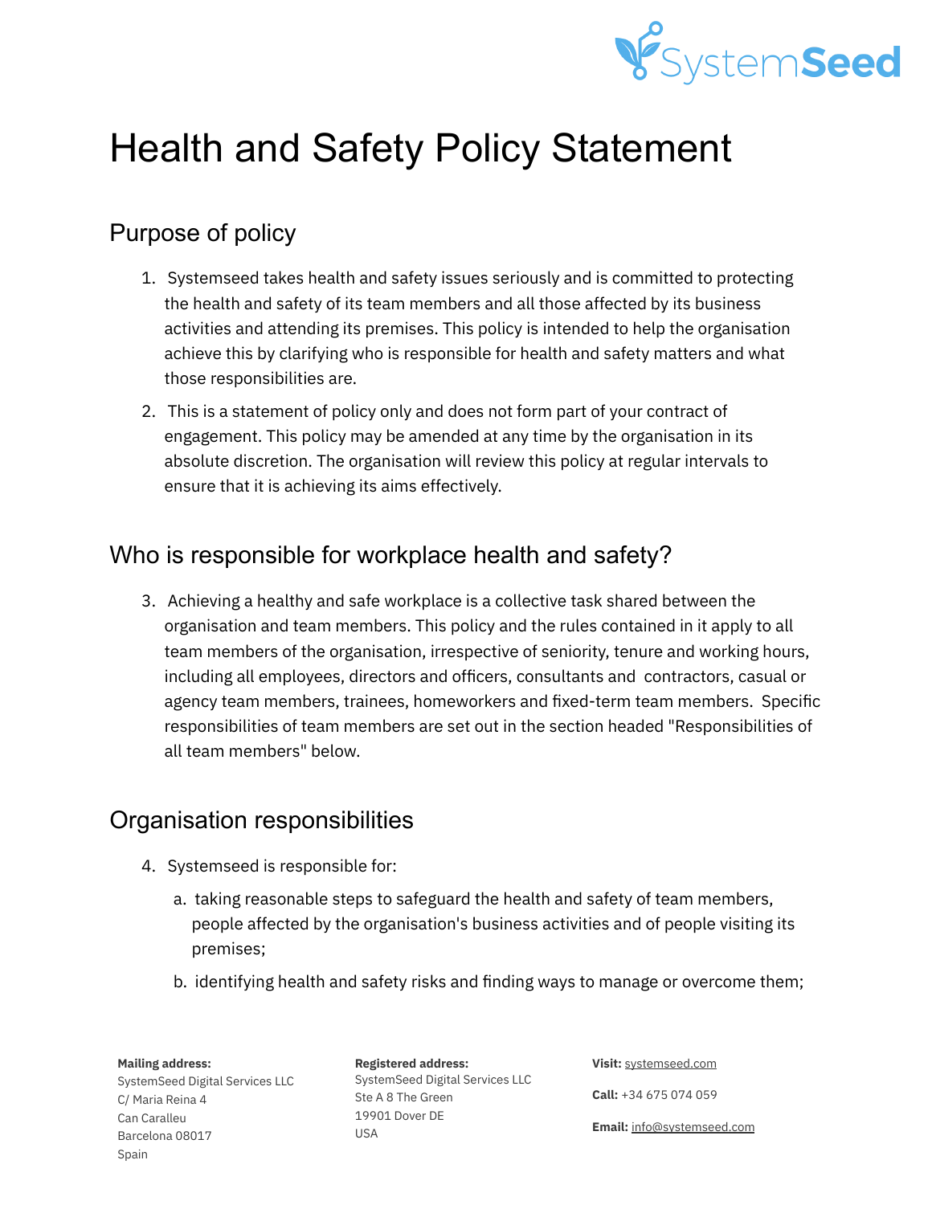# Health and Safety Policy Statement

## Purpose of policy

1. Systemseed takes health and safety issues seriously and is committed to protecting the health and safety of its team members and all those affected by its business activities and attending its premises. This policy is intended to help the organisation achieve this by clarifying who is responsible for health and safety matters and what those responsibilities are.
2. This is a statement of policy only and does not form part of your contract of engagement. This policy may be amended at any time by the organisation in its absolute discretion. The organisation will review this policy at regular intervals to ensure that it is achieving its aims effectively.

## Who is responsible for workplace health and safety?

3. Achieving a healthy and safe workplace is a collective task shared between the organisation and team members. This policy and the rules contained in it apply to all team members of the organisation, irrespective of seniority, tenure and working hours, including all employees, directors and officers, consultants and contractors, casual or agency team members, trainees, homeworkers and fixed-term team members. Specific responsibilities of team members are set out in the section headed "Responsibilities of all team members" below.

## Organisation responsibilities

4. Systemseed is responsible for:
   a. taking reasonable steps to safeguard the health and safety of team members, people affected by the organisation's business activities and of people visiting its premises;
   b. identifying health and safety risks and finding ways to manage or overcome them;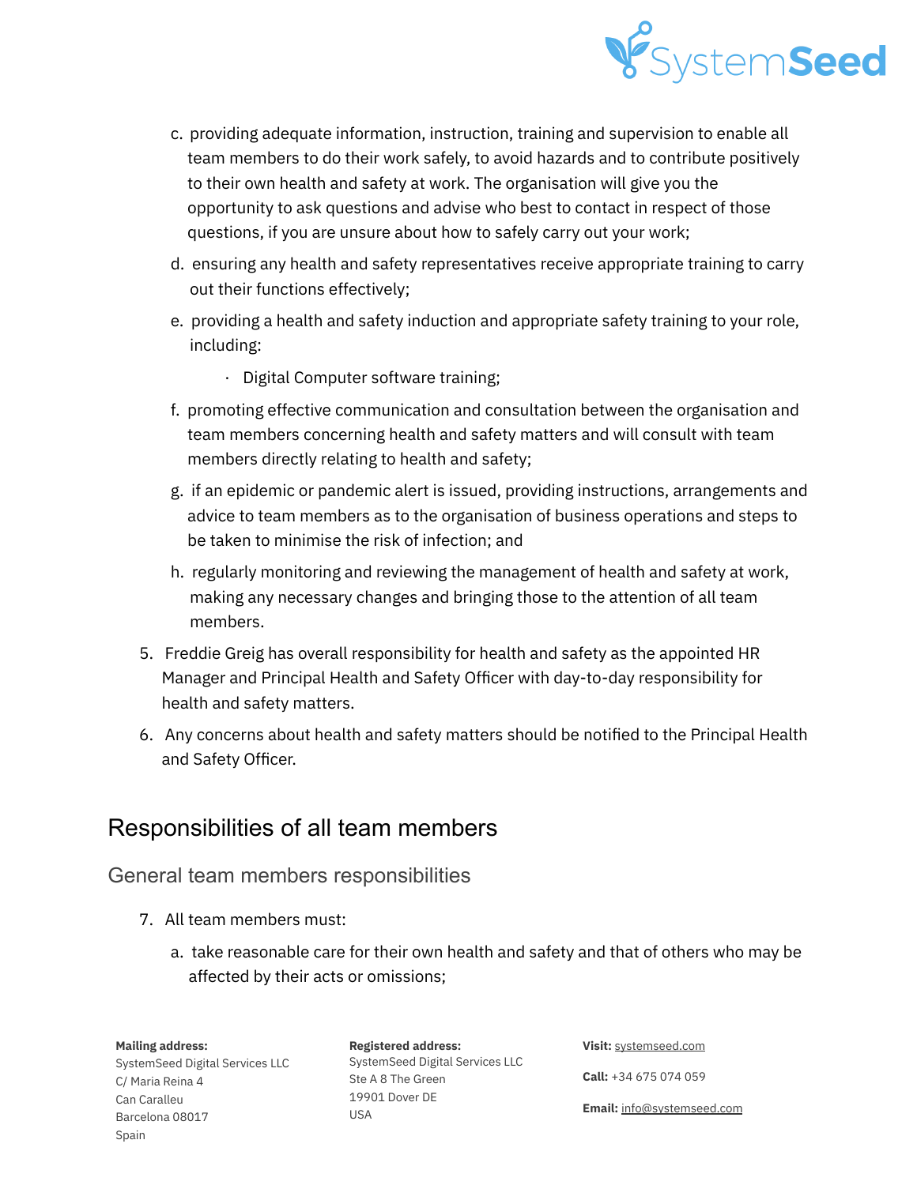c. providing adequate information, instruction, training and supervision to enable all team members to do their work safely, to avoid hazards and to contribute positively to their own health and safety at work. The organisation will give you the opportunity to ask questions and advise who best to contact in respect of those questions, if you are unsure about how to safely carry out your work;

d. ensuring any health and safety representatives receive appropriate training to carry out their functions effectively;

e. providing a health and safety induction and appropriate safety training to your role, including:

   - Digital Computer software training;

f. promoting effective communication and consultation between the organisation and team members concerning health and safety matters and will consult with team members directly relating to health and safety;

g. if an epidemic or pandemic alert is issued, providing instructions, arrangements and advice to team members as to the organisation of business operations and steps to be taken to minimise the risk of infection; and

h. regularly monitoring and reviewing the management of health and safety at work, making any necessary changes and bringing those to the attention of all team members.

5. Freddie Greig has overall responsibility for health and safety as the appointed HR Manager and Principal Health and Safety Officer with day-to-day responsibility for health and safety matters.

6. Any concerns about health and safety matters should be notified to the Principal Health and Safety Officer.

## Responsibilities of all team members

### General team members responsibilities

7. All team members must:

   a. take reasonable care for their own health and safety and that of others who may be affected by their acts or omissions;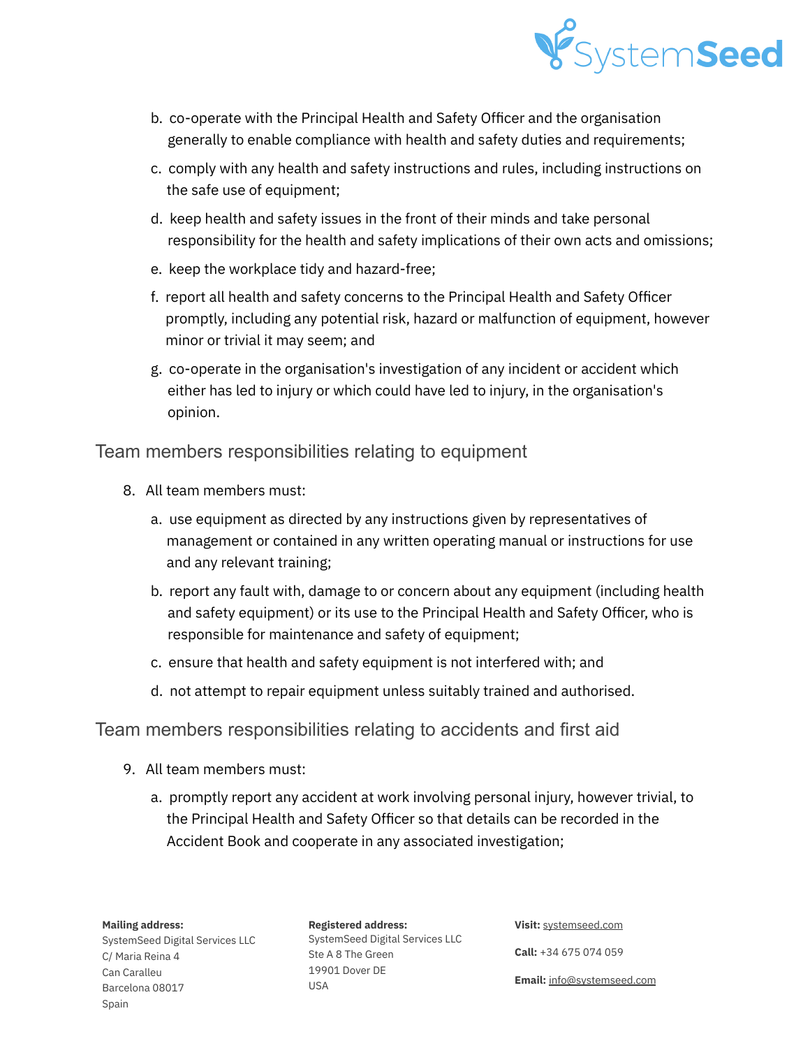b. co-operate with the Principal Health and Safety Officer and the organisation generally to enable compliance with health and safety duties and requirements;

c. comply with any health and safety instructions and rules, including instructions on the safe use of equipment;

d. keep health and safety issues in the front of their minds and take personal responsibility for the health and safety implications of their own acts and omissions;

e. keep the workplace tidy and hazard-free;

f. report all health and safety concerns to the Principal Health and Safety Officer promptly, including any potential risk, hazard or malfunction of equipment, however minor or trivial it may seem; and

g. co-operate in the organisation's investigation of any incident or accident which either has led to injury or which could have led to injury, in the organisation's opinion.

## Team members responsibilities relating to equipment

8. All team members must:

   a. use equipment as directed by any instructions given by representatives of management or contained in any written operating manual or instructions for use and any relevant training;

   b. report any fault with, damage to or concern about any equipment (including health and safety equipment) or its use to the Principal Health and Safety Officer, who is responsible for maintenance and safety of equipment;

   c. ensure that health and safety equipment is not interfered with; and

   d. not attempt to repair equipment unless suitably trained and authorised.

## Team members responsibilities relating to accidents and first aid

9. All team members must:

   a. promptly report any accident at work involving personal injury, however trivial, to the Principal Health and Safety Officer so that details can be recorded in the Accident Book and cooperate in any associated investigation;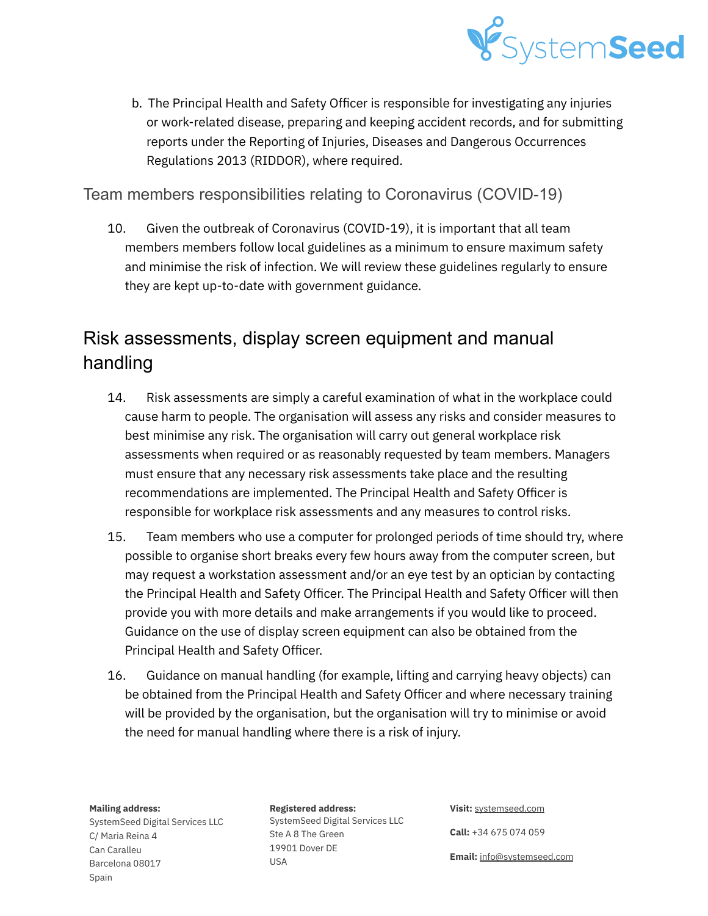b. The Principal Health and Safety Officer is responsible for investigating any injuries or work-related disease, preparing and keeping accident records, and for submitting reports under the Reporting of Injuries, Diseases and Dangerous Occurrences Regulations 2013 (RIDDOR), where required.

### Team members responsibilities relating to Coronavirus (COVID-19)

10. Given the outbreak of Coronavirus (COVID-19), it is important that all team members members follow local guidelines as a minimum to ensure maximum safety and minimise the risk of infection. We will review these guidelines regularly to ensure they are kept up-to-date with government guidance.

## Risk assessments, display screen equipment and manual handling

14. Risk assessments are simply a careful examination of what in the workplace could cause harm to people. The organisation will assess any risks and consider measures to best minimise any risk. The organisation will carry out general workplace risk assessments when required or as reasonably requested by team members. Managers must ensure that any necessary risk assessments take place and the resulting recommendations are implemented. The Principal Health and Safety Officer is responsible for workplace risk assessments and any measures to control risks.

15. Team members who use a computer for prolonged periods of time should try, where possible to organise short breaks every few hours away from the computer screen, but may request a workstation assessment and/or an eye test by an optician by contacting the Principal Health and Safety Officer. The Principal Health and Safety Officer will then provide you with more details and make arrangements if you would like to proceed. Guidance on the use of display screen equipment can also be obtained from the Principal Health and Safety Officer.

16. Guidance on manual handling (for example, lifting and carrying heavy objects) can be obtained from the Principal Health and Safety Officer and where necessary training will be provided by the organisation, but the organisation will try to minimise or avoid the need for manual handling where there is a risk of injury.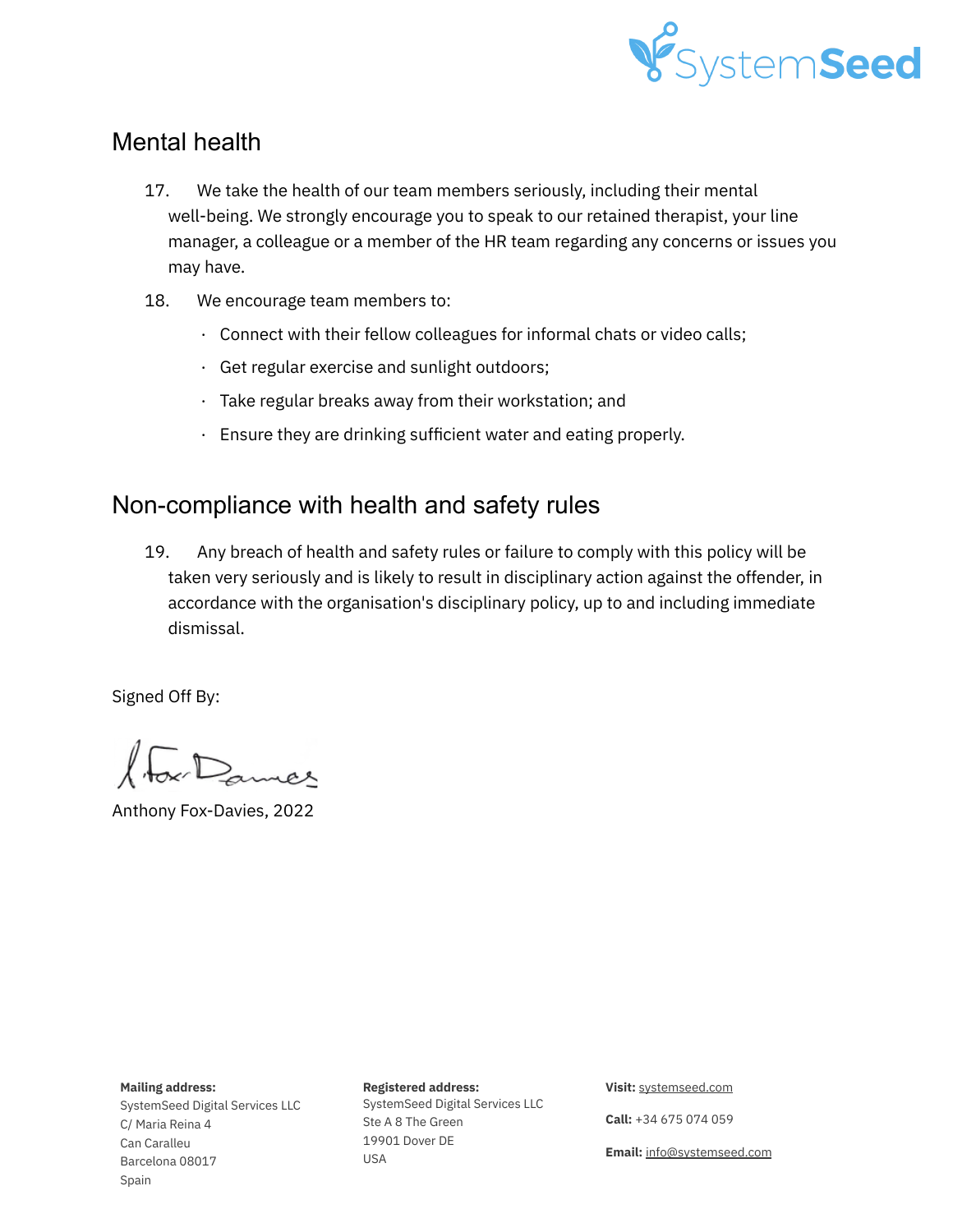## Mental health

17. We take the health of our team members seriously, including their mental well-being. We strongly encourage you to speak to our retained therapist, your line manager, a colleague or a member of the HR team regarding any concerns or issues you may have.

18. We encourage team members to:
    - Connect with their fellow colleagues for informal chats or video calls;
    - Get regular exercise and sunlight outdoors;
    - Take regular breaks away from their workstation; and
    - Ensure they are drinking sufficient water and eating properly.

## Non-compliance with health and safety rules

19. Any breach of health and safety rules or failure to comply with this policy will be taken very seriously and is likely to result in disciplinary action against the offender, in accordance with the organisation's disciplinary policy, up to and including immediate dismissal.

Signed Off By:

Anthony Fox-Davies, 2022

**Mailing address:**
SystemSeed Digital Services LLC
C/ Maria Reina 4
Can Caralleu
Barcelona 08017
Spain

**Registered address:**
SystemSeed Digital Services LLC
Ste A 8 The Green
19901 Dover DE
USA

**Visit:** systemseed.com

**Call:** +34 675 074 059

**Email:** info@systemseed.com